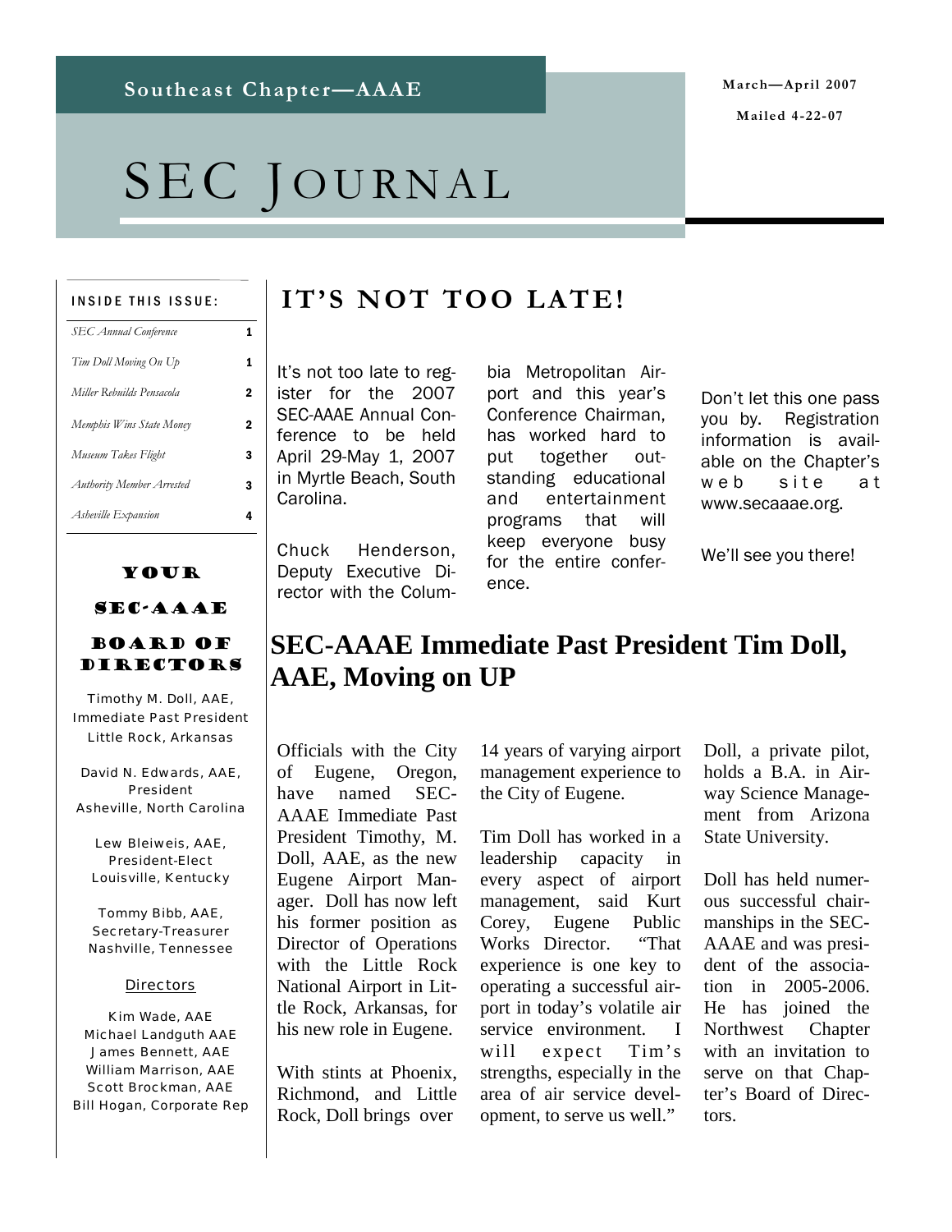Southeast Chapter—AAAE

March—April 2007

Mailed 4-22-07

# SEC JOURNAL

**INSIDE THIS ISSUE:**

| | |
|---|---|
| *SEC Annual Conference* | 1 |
| *Tim Doll Moving On Up* | 1 |
| *Miller Rebuilds Pensacola* | 2 |
| *Memphis Wins State Money* | 2 |
| *Museum Takes Flight* | 3 |
| *Authority Member Arrested* | 3 |
| *Asheville Expansion* | 4 |

### YOUR SEC-AAAE BOARD OF DIRECTORS

Timothy M. Doll, AAE, Immediate Past President
Little Rock, Arkansas

David N. Edwards, AAE, President
Asheville, North Carolina

Lew Bleiweis, AAE, President-Elect
Louisville, Kentucky

Tommy Bibb, AAE, Secretary-Treasurer
Nashville, Tennessee

Directors

Kim Wade, AAE
Michael Landguth AAE
James Bennett, AAE
William Marrison, AAE
Scott Brockman, AAE
Bill Hogan, Corporate Rep

## IT'S NOT TOO LATE!

It's not too late to register for the 2007 SEC-AAAE Annual Conference to be held April 29-May 1, 2007 in Myrtle Beach, South Carolina.

Chuck Henderson, Deputy Executive Director with the Columbia Metropolitan Airport and this year's Conference Chairman, has worked hard to put together outstanding educational and entertainment programs that will keep everyone busy for the entire conference.

Don't let this one pass you by. Registration information is available on the Chapter's web site at www.secaaae.org.

We'll see you there!

## SEC-AAAE Immediate Past President Tim Doll, AAE, Moving on UP

Officials with the City of Eugene, Oregon, have named SEC-AAAE Immediate Past President Timothy, M. Doll, AAE, as the new Eugene Airport Manager. Doll has now left his former position as Director of Operations with the Little Rock National Airport in Little Rock, Arkansas, for his new role in Eugene.

With stints at Phoenix, Richmond, and Little Rock, Doll brings over 14 years of varying airport management experience to the City of Eugene.

Tim Doll has worked in a leadership capacity in every aspect of airport management, said Kurt Corey, Eugene Public Works Director. "That experience is one key to operating a successful airport in today's volatile air service environment. I will expect Tim's strengths, especially in the area of air service development, to serve us well."

Doll, a private pilot, holds a B.A. in Airway Science Management from Arizona State University.

Doll has held numerous successful chairmanships in the SEC-AAAE and was president of the association in 2005-2006. He has joined the Northwest Chapter with an invitation to serve on that Chapter's Board of Directors.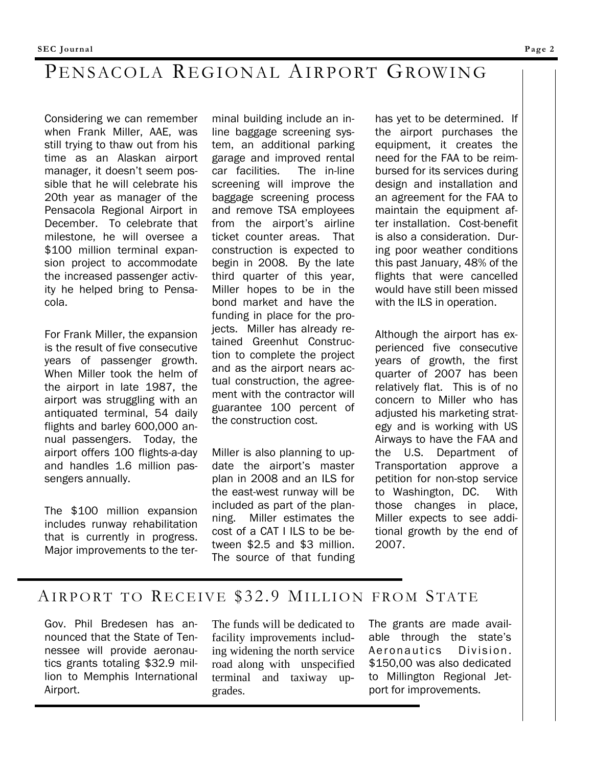# Pensacola Regional Airport Growing

Considering we can remember when Frank Miller, AAE, was still trying to thaw out from his time as an Alaskan airport manager, it doesn't seem possible that he will celebrate his 20th year as manager of the Pensacola Regional Airport in December. To celebrate that milestone, he will oversee a $100 million terminal expansion project to accommodate the increased passenger activity he helped bring to Pensacola.

For Frank Miller, the expansion is the result of five consecutive years of passenger growth. When Miller took the helm of the airport in late 1987, the airport was struggling with an antiquated terminal, 54 daily flights and barley 600,000 annual passengers. Today, the airport offers 100 flights-a-day and handles 1.6 million passengers annually.

The $100 million expansion includes runway rehabilitation that is currently in progress. Major improvements to the terminal building include an in-line baggage screening system, an additional parking garage and improved rental car facilities. The in-line screening will improve the baggage screening process and remove TSA employees from the airport's airline ticket counter areas. That construction is expected to begin in 2008. By the late third quarter of this year, Miller hopes to be in the bond market and have the funding in place for the projects. Miller has already retained Greenhut Construction to complete the project and as the airport nears actual construction, the agreement with the contractor will guarantee 100 percent of the construction cost.

Miller is also planning to update the airport's master plan in 2008 and an ILS for the east-west runway will be included as part of the planning. Miller estimates the cost of a CAT I ILS to be between $2.5 and $3 million. The source of that funding has yet to be determined. If the airport purchases the equipment, it creates the need for the FAA to be reimbursed for its services during design and installation and an agreement for the FAA to maintain the equipment after installation. Cost-benefit is also a consideration. During poor weather conditions this past January, 48% of the flights that were cancelled would have still been missed with the ILS in operation.

Although the airport has experienced five consecutive years of growth, the first quarter of 2007 has been relatively flat. This is of no concern to Miller who has adjusted his marketing strategy and is working with US Airways to have the FAA and the U.S. Department of Transportation approve a petition for non-stop service to Washington, DC. With those changes in place, Miller expects to see additional growth by the end of 2007.

# Airport to Receive $32.9 Million from State

Gov. Phil Bredesen has announced that the State of Tennessee will provide aeronautics grants totaling $32.9 million to Memphis International Airport. The funds will be dedicated to facility improvements including widening the north service road along with unspecified terminal and taxiway upgrades. The grants are made available through the state's Aeronautics Division. $150,00 was also dedicated to Millington Regional Jetport for improvements.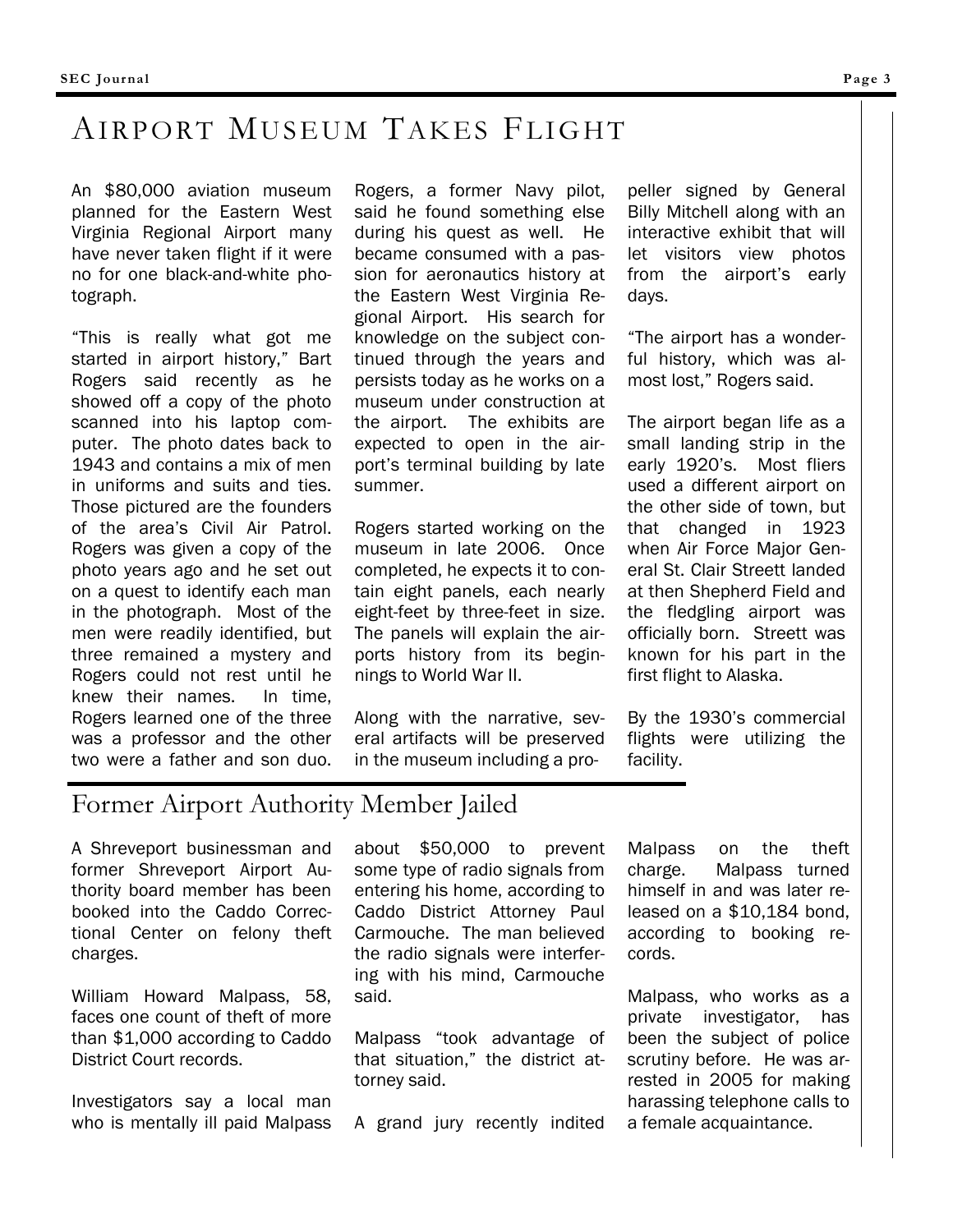# AIRPORT MUSEUM TAKES FLIGHT

An $80,000 aviation museum planned for the Eastern West Virginia Regional Airport many have never taken flight if it were no for one black-and-white photograph.

"This is really what got me started in airport history," Bart Rogers said recently as he showed off a copy of the photo scanned into his laptop computer. The photo dates back to 1943 and contains a mix of men in uniforms and suits and ties. Those pictured are the founders of the area's Civil Air Patrol. Rogers was given a copy of the photo years ago and he set out on a quest to identify each man in the photograph. Most of the men were readily identified, but three remained a mystery and Rogers could not rest until he knew their names. In time, Rogers learned one of the three was a professor and the other two were a father and son duo.

Rogers, a former Navy pilot, said he found something else during his quest as well. He became consumed with a passion for aeronautics history at the Eastern West Virginia Regional Airport. His search for knowledge on the subject continued through the years and persists today as he works on a museum under construction at the airport. The exhibits are expected to open in the airport's terminal building by late summer.

Rogers started working on the museum in late 2006. Once completed, he expects it to contain eight panels, each nearly eight-feet by three-feet in size. The panels will explain the airports history from its beginnings to World War II.

Along with the narrative, several artifacts will be preserved in the museum including a propeller signed by General Billy Mitchell along with an interactive exhibit that will let visitors view photos from the airport's early days.

"The airport has a wonderful history, which was almost lost," Rogers said.

The airport began life as a small landing strip in the early 1920's. Most fliers used a different airport on the other side of town, but that changed in 1923 when Air Force Major General St. Clair Streett landed at then Shepherd Field and the fledgling airport was officially born. Streett was known for his part in the first flight to Alaska.

By the 1930's commercial flights were utilizing the facility.

## Former Airport Authority Member Jailed

A Shreveport businessman and former Shreveport Airport Authority board member has been booked into the Caddo Correctional Center on felony theft charges.

William Howard Malpass, 58, faces one count of theft of more than $1,000 according to Caddo District Court records.

Investigators say a local man who is mentally ill paid Malpass about $50,000 to prevent some type of radio signals from entering his home, according to Caddo District Attorney Paul Carmouche. The man believed the radio signals were interfering with his mind, Carmouche said.

Malpass "took advantage of that situation," the district attorney said.

A grand jury recently indited Malpass on the theft charge. Malpass turned himself in and was later released on a $10,184 bond, according to booking records.

Malpass, who works as a private investigator, has been the subject of police scrutiny before. He was arrested in 2005 for making harassing telephone calls to a female acquaintance.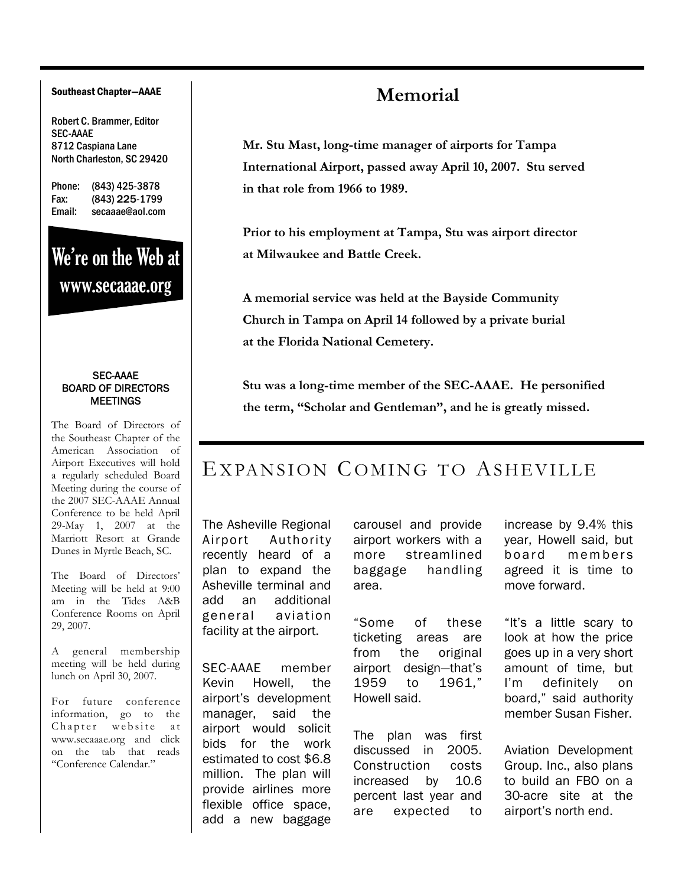**Southeast Chapter—AAAE**

Robert C. Brammer, Editor
SEC-AAAE
8712 Caspiana Lane
North Charleston, SC 29420

Phone: (843) 425-3878
Fax: (843) 225-1799
Email: secaaae@aol.com

**We're on the Web at www.secaaae.org**

### SEC-AAAE BOARD OF DIRECTORS MEETINGS

The Board of Directors of the Southeast Chapter of the American Association of Airport Executives will hold a regularly scheduled Board Meeting during the course of the 2007 SEC-AAAE Annual Conference to be held April 29-May 1, 2007 at the Marriott Resort at Grande Dunes in Myrtle Beach, SC.

The Board of Directors' Meeting will be held at 9:00 am in the Tides A&B Conference Rooms on April 29, 2007.

A general membership meeting will be held during lunch on April 30, 2007.

For future conference information, go to the Chapter website at www.secaaae.org and click on the tab that reads "Conference Calendar."

# Memorial

**Mr. Stu Mast, long-time manager of airports for Tampa International Airport, passed away April 10, 2007. Stu served in that role from 1966 to 1989.**

**Prior to his employment at Tampa, Stu was airport director at Milwaukee and Battle Creek.**

**A memorial service was held at the Bayside Community Church in Tampa on April 14 followed by a private burial at the Florida National Cemetery.**

**Stu was a long-time member of the SEC-AAAE. He personified the term, "Scholar and Gentleman", and he is greatly missed.**

# Expansion Coming to Asheville

The Asheville Regional Airport Authority recently heard of a plan to expand the Asheville terminal and add an additional general aviation facility at the airport.

SEC-AAAE member Kevin Howell, the airport's development manager, said the airport would solicit bids for the work estimated to cost $6.8 million. The plan will provide airlines more flexible office space, add a new baggage carousel and provide airport workers with a more streamlined baggage handling area.

"Some of these ticketing areas are from the original airport design—that's 1959 to 1961," Howell said.

The plan was first discussed in 2005. Construction costs increased by 10.6 percent last year and are expected to increase by 9.4% this year, Howell said, but board members agreed it is time to move forward.

"It's a little scary to look at how the price goes up in a very short amount of time, but I'm definitely on board," said authority member Susan Fisher.

Aviation Development Group. Inc., also plans to build an FBO on a 30-acre site at the airport's north end.